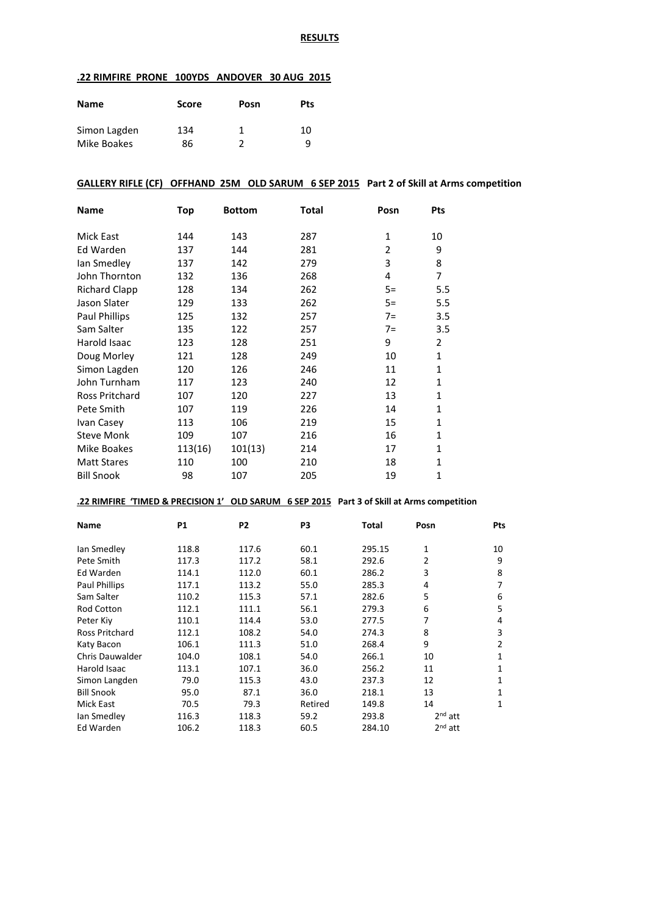**RESULTS**

**.22 RIMFIRE PRONE 100YDS ANDOVER 30 AUG 2015**

| Name | Score | Posn | Pts |
|---|---|---|---|
| Simon Lagden | 134 | 1 | 10 |
| Mike Boakes | 86 | 2 | 9 |

**GALLERY RIFLE (CF) OFFHAND 25M OLD SARUM 6 SEP 2015** **Part 2 of Skill at Arms competition**

| Name | Top | Bottom | Total | Posn | Pts |
|---|---|---|---|---|---|
| Mick East | 144 | 143 | 287 | 1 | 10 |
| Ed Warden | 137 | 144 | 281 | 2 | 9 |
| Ian Smedley | 137 | 142 | 279 | 3 | 8 |
| John Thornton | 132 | 136 | 268 | 4 | 7 |
| Richard Clapp | 128 | 134 | 262 | 5= | 5.5 |
| Jason Slater | 129 | 133 | 262 | 5= | 5.5 |
| Paul Phillips | 125 | 132 | 257 | 7= | 3.5 |
| Sam Salter | 135 | 122 | 257 | 7= | 3.5 |
| Harold Isaac | 123 | 128 | 251 | 9 | 2 |
| Doug Morley | 121 | 128 | 249 | 10 | 1 |
| Simon Lagden | 120 | 126 | 246 | 11 | 1 |
| John Turnham | 117 | 123 | 240 | 12 | 1 |
| Ross Pritchard | 107 | 120 | 227 | 13 | 1 |
| Pete Smith | 107 | 119 | 226 | 14 | 1 |
| Ivan Casey | 113 | 106 | 219 | 15 | 1 |
| Steve Monk | 109 | 107 | 216 | 16 | 1 |
| Mike Boakes | 113(16) | 101(13) | 214 | 17 | 1 |
| Matt Stares | 110 | 100 | 210 | 18 | 1 |
| Bill Snook | 98 | 107 | 205 | 19 | 1 |

**.22 RIMFIRE 'TIMED & PRECISION 1' OLD SARUM 6 SEP 2015** **Part 3 of Skill at Arms competition**

| Name | P1 | P2 | P3 | Total | Posn | Pts |
|---|---|---|---|---|---|---|
| Ian Smedley | 118.8 | 117.6 | 60.1 | 295.15 | 1 | 10 |
| Pete Smith | 117.3 | 117.2 | 58.1 | 292.6 | 2 | 9 |
| Ed Warden | 114.1 | 112.0 | 60.1 | 286.2 | 3 | 8 |
| Paul Phillips | 117.1 | 113.2 | 55.0 | 285.3 | 4 | 7 |
| Sam Salter | 110.2 | 115.3 | 57.1 | 282.6 | 5 | 6 |
| Rod Cotton | 112.1 | 111.1 | 56.1 | 279.3 | 6 | 5 |
| Peter Kiy | 110.1 | 114.4 | 53.0 | 277.5 | 7 | 4 |
| Ross Pritchard | 112.1 | 108.2 | 54.0 | 274.3 | 8 | 3 |
| Katy Bacon | 106.1 | 111.3 | 51.0 | 268.4 | 9 | 2 |
| Chris Dauwalder | 104.0 | 108.1 | 54.0 | 266.1 | 10 | 1 |
| Harold Isaac | 113.1 | 107.1 | 36.0 | 256.2 | 11 | 1 |
| Simon Langden | 79.0 | 115.3 | 43.0 | 237.3 | 12 | 1 |
| Bill Snook | 95.0 | 87.1 | 36.0 | 218.1 | 13 | 1 |
| Mick East | 70.5 | 79.3 | Retired | 149.8 | 14 | 1 |
| Ian Smedley | 116.3 | 118.3 | 59.2 | 293.8 | 2nd att | |
| Ed Warden | 106.2 | 118.3 | 60.5 | 284.10 | 2nd att | |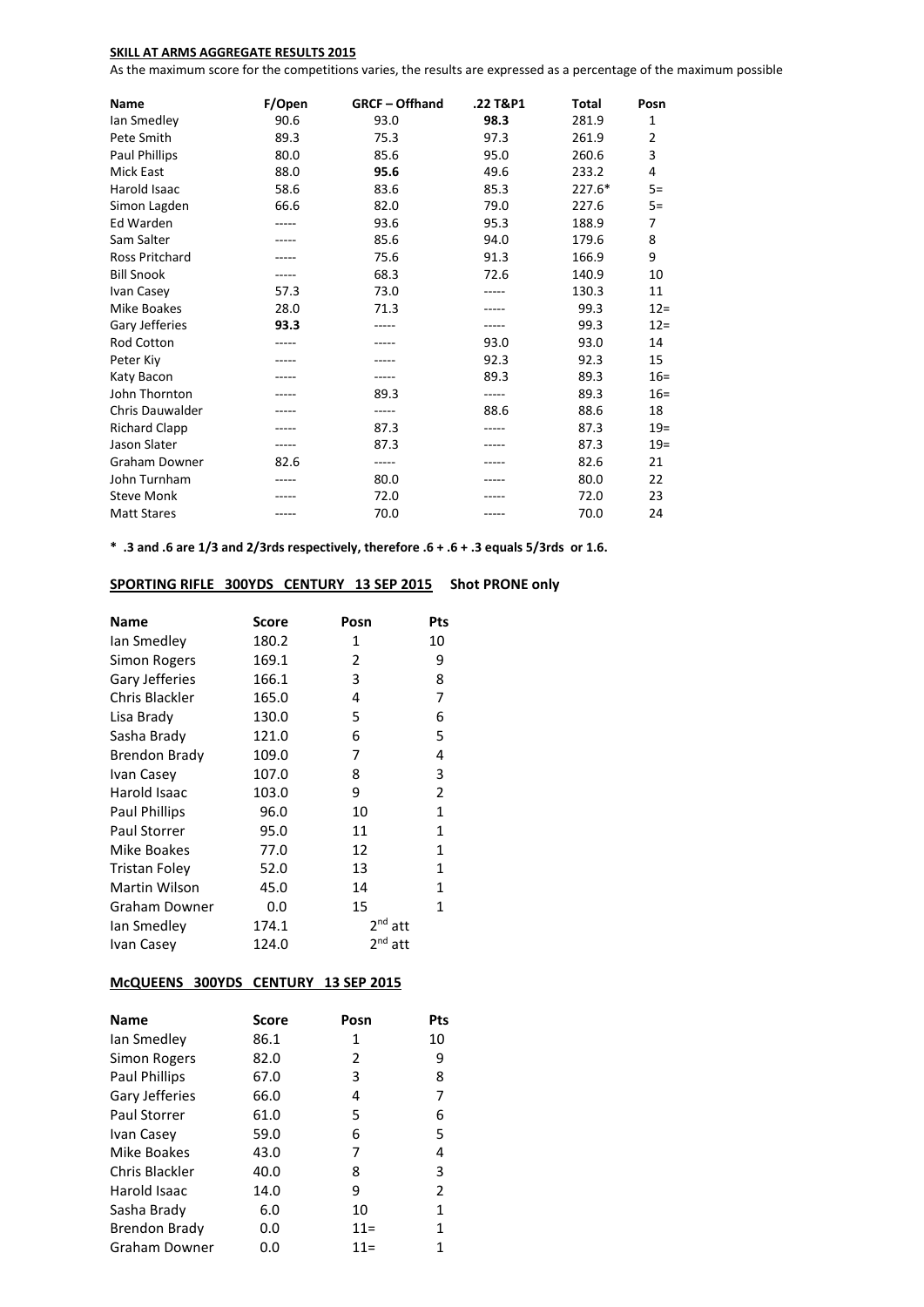**SKILL AT ARMS AGGREGATE RESULTS 2015**

As the maximum score for the competitions varies, the results are expressed as a percentage of the maximum possible

| Name | F/Open | GRCF – Offhand | .22 T&P1 | Total | Posn |
|---|---|---|---|---|---|
| Ian Smedley | 90.6 | 93.0 | **98.3** | 281.9 | 1 |
| Pete Smith | 89.3 | 75.3 | 97.3 | 261.9 | 2 |
| Paul Phillips | 80.0 | 85.6 | 95.0 | 260.6 | 3 |
| Mick East | 88.0 | **95.6** | 49.6 | 233.2 | 4 |
| Harold Isaac | 58.6 | 83.6 | 85.3 | 227.6* | 5= |
| Simon Lagden | 66.6 | 82.0 | 79.0 | 227.6 | 5= |
| Ed Warden | ----- | 93.6 | 95.3 | 188.9 | 7 |
| Sam Salter | ----- | 85.6 | 94.0 | 179.6 | 8 |
| Ross Pritchard | ----- | 75.6 | 91.3 | 166.9 | 9 |
| Bill Snook | ----- | 68.3 | 72.6 | 140.9 | 10 |
| Ivan Casey | 57.3 | 73.0 | ----- | 130.3 | 11 |
| Mike Boakes | 28.0 | 71.3 | ----- | 99.3 | 12= |
| Gary Jefferies | **93.3** | ----- | ----- | 99.3 | 12= |
| Rod Cotton | ----- | ----- | 93.0 | 93.0 | 14 |
| Peter Kiy | ----- | ----- | 92.3 | 92.3 | 15 |
| Katy Bacon | ----- | ----- | 89.3 | 89.3 | 16= |
| John Thornton | ----- | 89.3 | ----- | 89.3 | 16= |
| Chris Dauwalder | ----- | ----- | 88.6 | 88.6 | 18 |
| Richard Clapp | ----- | 87.3 | ----- | 87.3 | 19= |
| Jason Slater | ----- | 87.3 | ----- | 87.3 | 19= |
| Graham Downer | 82.6 | ----- | ----- | 82.6 | 21 |
| John Turnham | ----- | 80.0 | ----- | 80.0 | 22 |
| Steve Monk | ----- | 72.0 | ----- | 72.0 | 23 |
| Matt Stares | ----- | 70.0 | ----- | 70.0 | 24 |

**\* .3 and .6 are 1/3 and 2/3rds respectively, therefore .6 + .6 + .3 equals 5/3rds or 1.6.**

**SPORTING RIFLE 300YDS CENTURY 13 SEP 2015** **Shot PRONE only**

| Name | Score | Posn | Pts |
|---|---|---|---|
| Ian Smedley | 180.2 | 1 | 10 |
| Simon Rogers | 169.1 | 2 | 9 |
| Gary Jefferies | 166.1 | 3 | 8 |
| Chris Blackler | 165.0 | 4 | 7 |
| Lisa Brady | 130.0 | 5 | 6 |
| Sasha Brady | 121.0 | 6 | 5 |
| Brendon Brady | 109.0 | 7 | 4 |
| Ivan Casey | 107.0 | 8 | 3 |
| Harold Isaac | 103.0 | 9 | 2 |
| Paul Phillips | 96.0 | 10 | 1 |
| Paul Storrer | 95.0 | 11 | 1 |
| Mike Boakes | 77.0 | 12 | 1 |
| Tristan Foley | 52.0 | 13 | 1 |
| Martin Wilson | 45.0 | 14 | 1 |
| Graham Downer | 0.0 | 15 | 1 |
| Ian Smedley | 174.1 | 2nd att | |
| Ivan Casey | 124.0 | 2nd att | |

**McQUEENS 300YDS CENTURY 13 SEP 2015**

| Name | Score | Posn | Pts |
|---|---|---|---|
| Ian Smedley | 86.1 | 1 | 10 |
| Simon Rogers | 82.0 | 2 | 9 |
| Paul Phillips | 67.0 | 3 | 8 |
| Gary Jefferies | 66.0 | 4 | 7 |
| Paul Storrer | 61.0 | 5 | 6 |
| Ivan Casey | 59.0 | 6 | 5 |
| Mike Boakes | 43.0 | 7 | 4 |
| Chris Blackler | 40.0 | 8 | 3 |
| Harold Isaac | 14.0 | 9 | 2 |
| Sasha Brady | 6.0 | 10 | 1 |
| Brendon Brady | 0.0 | 11= | 1 |
| Graham Downer | 0.0 | 11= | 1 |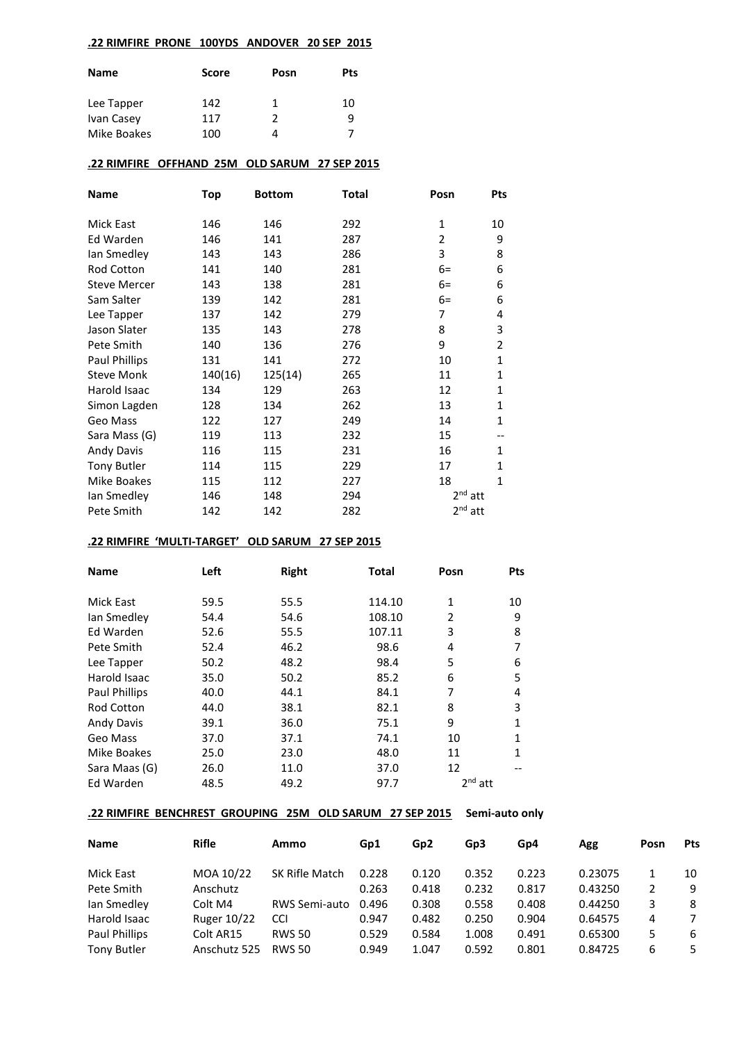**.22 RIMFIRE PRONE 100YDS ANDOVER 20 SEP 2015**

| Name | Score | Posn | Pts |
|---|---|---|---|
| Lee Tapper | 142 | 1 | 10 |
| Ivan Casey | 117 | 2 | 9 |
| Mike Boakes | 100 | 4 | 7 |

**.22 RIMFIRE OFFHAND 25M OLD SARUM 27 SEP 2015**

| Name | Top | Bottom | Total | Posn | Pts |
|---|---|---|---|---|---|
| Mick East | 146 | 146 | 292 | 1 | 10 |
| Ed Warden | 146 | 141 | 287 | 2 | 9 |
| Ian Smedley | 143 | 143 | 286 | 3 | 8 |
| Rod Cotton | 141 | 140 | 281 | 6= | 6 |
| Steve Mercer | 143 | 138 | 281 | 6= | 6 |
| Sam Salter | 139 | 142 | 281 | 6= | 6 |
| Lee Tapper | 137 | 142 | 279 | 7 | 4 |
| Jason Slater | 135 | 143 | 278 | 8 | 3 |
| Pete Smith | 140 | 136 | 276 | 9 | 2 |
| Paul Phillips | 131 | 141 | 272 | 10 | 1 |
| Steve Monk | 140(16) | 125(14) | 265 | 11 | 1 |
| Harold Isaac | 134 | 129 | 263 | 12 | 1 |
| Simon Lagden | 128 | 134 | 262 | 13 | 1 |
| Geo Mass | 122 | 127 | 249 | 14 | 1 |
| Sara Mass (G) | 119 | 113 | 232 | 15 | -- |
| Andy Davis | 116 | 115 | 231 | 16 | 1 |
| Tony Butler | 114 | 115 | 229 | 17 | 1 |
| Mike Boakes | 115 | 112 | 227 | 18 | 1 |
| Ian Smedley | 146 | 148 | 294 | 2nd att | |
| Pete Smith | 142 | 142 | 282 | 2nd att | |

**.22 RIMFIRE 'MULTI-TARGET' OLD SARUM 27 SEP 2015**

| Name | Left | Right | Total | Posn | Pts |
|---|---|---|---|---|---|
| Mick East | 59.5 | 55.5 | 114.10 | 1 | 10 |
| Ian Smedley | 54.4 | 54.6 | 108.10 | 2 | 9 |
| Ed Warden | 52.6 | 55.5 | 107.11 | 3 | 8 |
| Pete Smith | 52.4 | 46.2 | 98.6 | 4 | 7 |
| Lee Tapper | 50.2 | 48.2 | 98.4 | 5 | 6 |
| Harold Isaac | 35.0 | 50.2 | 85.2 | 6 | 5 |
| Paul Phillips | 40.0 | 44.1 | 84.1 | 7 | 4 |
| Rod Cotton | 44.0 | 38.1 | 82.1 | 8 | 3 |
| Andy Davis | 39.1 | 36.0 | 75.1 | 9 | 1 |
| Geo Mass | 37.0 | 37.1 | 74.1 | 10 | 1 |
| Mike Boakes | 25.0 | 23.0 | 48.0 | 11 | 1 |
| Sara Maas (G) | 26.0 | 11.0 | 37.0 | 12 | -- |
| Ed Warden | 48.5 | 49.2 | 97.7 | 2nd att | |

**.22 RIMFIRE BENCHREST GROUPING 25M OLD SARUM 27 SEP 2015** **Semi-auto only**

| Name | Rifle | Ammo | Gp1 | Gp2 | Gp3 | Gp4 | Agg | Posn | Pts |
|---|---|---|---|---|---|---|---|---|---|
| Mick East | MOA 10/22 | SK Rifle Match | 0.228 | 0.120 | 0.352 | 0.223 | 0.23075 | 1 | 10 |
| Pete Smith | Anschutz | | 0.263 | 0.418 | 0.232 | 0.817 | 0.43250 | 2 | 9 |
| Ian Smedley | Colt M4 | RWS Semi-auto | 0.496 | 0.308 | 0.558 | 0.408 | 0.44250 | 3 | 8 |
| Harold Isaac | Ruger 10/22 | CCI | 0.947 | 0.482 | 0.250 | 0.904 | 0.64575 | 4 | 7 |
| Paul Phillips | Colt AR15 | RWS 50 | 0.529 | 0.584 | 1.008 | 0.491 | 0.65300 | 5 | 6 |
| Tony Butler | Anschutz 525 | RWS 50 | 0.949 | 1.047 | 0.592 | 0.801 | 0.84725 | 6 | 5 |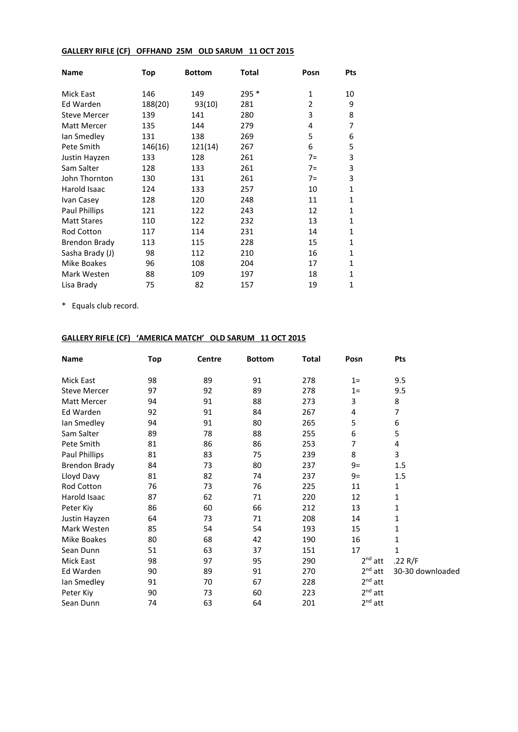**GALLERY RIFLE (CF) OFFHAND 25M OLD SARUM 11 OCT 2015**

| Name | Top | Bottom | Total | Posn | Pts |
|---|---|---|---|---|---|
| Mick East | 146 | 149 | 295 * | 1 | 10 |
| Ed Warden | 188(20) | 93(10) | 281 | 2 | 9 |
| Steve Mercer | 139 | 141 | 280 | 3 | 8 |
| Matt Mercer | 135 | 144 | 279 | 4 | 7 |
| Ian Smedley | 131 | 138 | 269 | 5 | 6 |
| Pete Smith | 146(16) | 121(14) | 267 | 6 | 5 |
| Justin Hayzen | 133 | 128 | 261 | 7= | 3 |
| Sam Salter | 128 | 133 | 261 | 7= | 3 |
| John Thornton | 130 | 131 | 261 | 7= | 3 |
| Harold Isaac | 124 | 133 | 257 | 10 | 1 |
| Ivan Casey | 128 | 120 | 248 | 11 | 1 |
| Paul Phillips | 121 | 122 | 243 | 12 | 1 |
| Matt Stares | 110 | 122 | 232 | 13 | 1 |
| Rod Cotton | 117 | 114 | 231 | 14 | 1 |
| Brendon Brady | 113 | 115 | 228 | 15 | 1 |
| Sasha Brady (J) | 98 | 112 | 210 | 16 | 1 |
| Mike Boakes | 96 | 108 | 204 | 17 | 1 |
| Mark Westen | 88 | 109 | 197 | 18 | 1 |
| Lisa Brady | 75 | 82 | 157 | 19 | 1 |

\* Equals club record.

**GALLERY RIFLE (CF) 'AMERICA MATCH' OLD SARUM 11 OCT 2015**

| Name | Top | Centre | Bottom | Total | Posn | Pts |
|---|---|---|---|---|---|---|
| Mick East | 98 | 89 | 91 | 278 | 1= | 9.5 |
| Steve Mercer | 97 | 92 | 89 | 278 | 1= | 9.5 |
| Matt Mercer | 94 | 91 | 88 | 273 | 3 | 8 |
| Ed Warden | 92 | 91 | 84 | 267 | 4 | 7 |
| Ian Smedley | 94 | 91 | 80 | 265 | 5 | 6 |
| Sam Salter | 89 | 78 | 88 | 255 | 6 | 5 |
| Pete Smith | 81 | 86 | 86 | 253 | 7 | 4 |
| Paul Phillips | 81 | 83 | 75 | 239 | 8 | 3 |
| Brendon Brady | 84 | 73 | 80 | 237 | 9= | 1.5 |
| Lloyd Davy | 81 | 82 | 74 | 237 | 9= | 1.5 |
| Rod Cotton | 76 | 73 | 76 | 225 | 11 | 1 |
| Harold Isaac | 87 | 62 | 71 | 220 | 12 | 1 |
| Peter Kiy | 86 | 60 | 66 | 212 | 13 | 1 |
| Justin Hayzen | 64 | 73 | 71 | 208 | 14 | 1 |
| Mark Westen | 85 | 54 | 54 | 193 | 15 | 1 |
| Mike Boakes | 80 | 68 | 42 | 190 | 16 | 1 |
| Sean Dunn | 51 | 63 | 37 | 151 | 17 | 1 |
| Mick East | 98 | 97 | 95 | 290 | 2nd att | .22 R/F |
| Ed Warden | 90 | 89 | 91 | 270 | 2nd att | 30-30 downloaded |
| Ian Smedley | 91 | 70 | 67 | 228 | 2nd att | |
| Peter Kiy | 90 | 73 | 60 | 223 | 2nd att | |
| Sean Dunn | 74 | 63 | 64 | 201 | 2nd att | |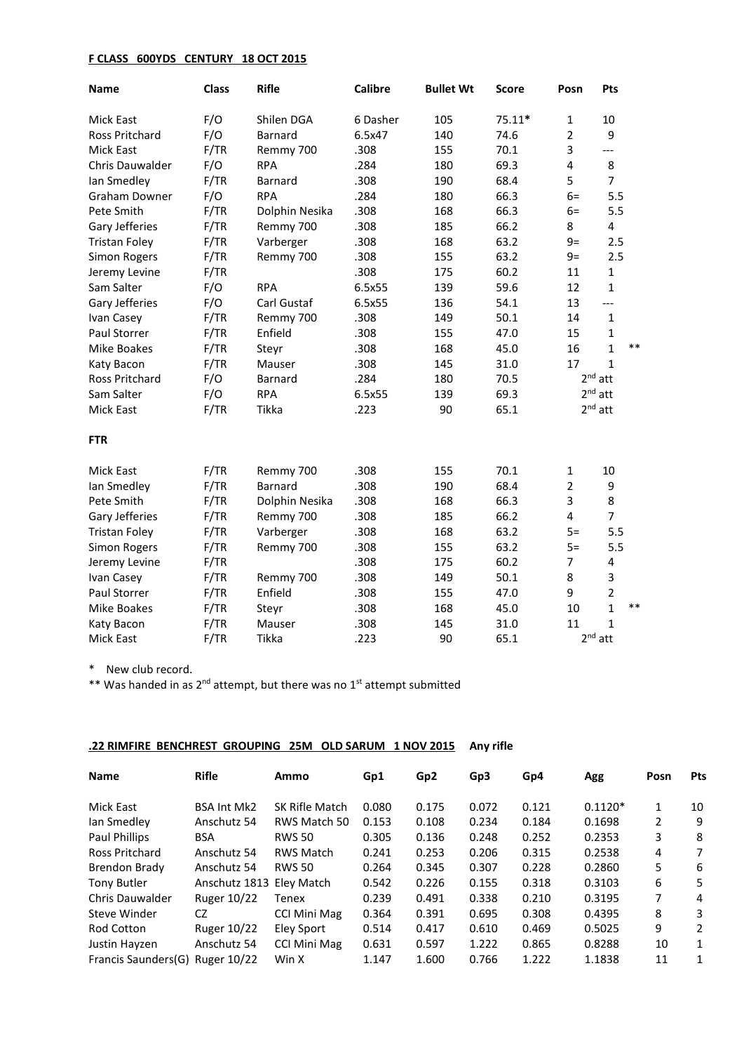**F CLASS 600YDS CENTURY 18 OCT 2015**

| Name | Class | Rifle | Calibre | Bullet Wt | Score | Posn | Pts | |
|---|---|---|---|---|---|---|---|---|
| Mick East | F/O | Shilen DGA | 6 Dasher | 105 | 75.11* | 1 | 10 | |
| Ross Pritchard | F/O | Barnard | 6.5x47 | 140 | 74.6 | 2 | 9 | |
| Mick East | F/TR | Remmy 700 | .308 | 155 | 70.1 | 3 | --- | |
| Chris Dauwalder | F/O | RPA | .284 | 180 | 69.3 | 4 | 8 | |
| Ian Smedley | F/TR | Barnard | .308 | 190 | 68.4 | 5 | 7 | |
| Graham Downer | F/O | RPA | .284 | 180 | 66.3 | 6= | 5.5 | |
| Pete Smith | F/TR | Dolphin Nesika | .308 | 168 | 66.3 | 6= | 5.5 | |
| Gary Jefferies | F/TR | Remmy 700 | .308 | 185 | 66.2 | 8 | 4 | |
| Tristan Foley | F/TR | Varberger | .308 | 168 | 63.2 | 9= | 2.5 | |
| Simon Rogers | F/TR | Remmy 700 | .308 | 155 | 63.2 | 9= | 2.5 | |
| Jeremy Levine | F/TR | | .308 | 175 | 60.2 | 11 | 1 | |
| Sam Salter | F/O | RPA | 6.5x55 | 139 | 59.6 | 12 | 1 | |
| Gary Jefferies | F/O | Carl Gustaf | 6.5x55 | 136 | 54.1 | 13 | --- | |
| Ivan Casey | F/TR | Remmy 700 | .308 | 149 | 50.1 | 14 | 1 | |
| Paul Storrer | F/TR | Enfield | .308 | 155 | 47.0 | 15 | 1 | |
| Mike Boakes | F/TR | Steyr | .308 | 168 | 45.0 | 16 | 1 | ** |
| Katy Bacon | F/TR | Mauser | .308 | 145 | 31.0 | 17 | 1 | |
| Ross Pritchard | F/O | Barnard | .284 | 180 | 70.5 | 2nd att | | |
| Sam Salter | F/O | RPA | 6.5x55 | 139 | 69.3 | 2nd att | | |
| Mick East | F/TR | Tikka | .223 | 90 | 65.1 | 2nd att | | |

**FTR**

| Name | Class | Rifle | Calibre | Bullet Wt | Score | Posn | Pts | |
|---|---|---|---|---|---|---|---|---|
| Mick East | F/TR | Remmy 700 | .308 | 155 | 70.1 | 1 | 10 | |
| Ian Smedley | F/TR | Barnard | .308 | 190 | 68.4 | 2 | 9 | |
| Pete Smith | F/TR | Dolphin Nesika | .308 | 168 | 66.3 | 3 | 8 | |
| Gary Jefferies | F/TR | Remmy 700 | .308 | 185 | 66.2 | 4 | 7 | |
| Tristan Foley | F/TR | Varberger | .308 | 168 | 63.2 | 5= | 5.5 | |
| Simon Rogers | F/TR | Remmy 700 | .308 | 155 | 63.2 | 5= | 5.5 | |
| Jeremy Levine | F/TR | | .308 | 175 | 60.2 | 7 | 4 | |
| Ivan Casey | F/TR | Remmy 700 | .308 | 149 | 50.1 | 8 | 3 | |
| Paul Storrer | F/TR | Enfield | .308 | 155 | 47.0 | 9 | 2 | |
| Mike Boakes | F/TR | Steyr | .308 | 168 | 45.0 | 10 | 1 | ** |
| Katy Bacon | F/TR | Mauser | .308 | 145 | 31.0 | 11 | 1 | |
| Mick East | F/TR | Tikka | .223 | 90 | 65.1 | 2nd att | | |

\* New club record.

** Was handed in as 2nd attempt, but there was no 1st attempt submitted

**.22 RIMFIRE BENCHREST GROUPING 25M OLD SARUM 1 NOV 2015** Any rifle

| Name | Rifle | Ammo | Gp1 | Gp2 | Gp3 | Gp4 | Agg | Posn | Pts |
|---|---|---|---|---|---|---|---|---|---|
| Mick East | BSA Int Mk2 | SK Rifle Match | 0.080 | 0.175 | 0.072 | 0.121 | 0.1120* | 1 | 10 |
| Ian Smedley | Anschutz 54 | RWS Match 50 | 0.153 | 0.108 | 0.234 | 0.184 | 0.1698 | 2 | 9 |
| Paul Phillips | BSA | RWS 50 | 0.305 | 0.136 | 0.248 | 0.252 | 0.2353 | 3 | 8 |
| Ross Pritchard | Anschutz 54 | RWS Match | 0.241 | 0.253 | 0.206 | 0.315 | 0.2538 | 4 | 7 |
| Brendon Brady | Anschutz 54 | RWS 50 | 0.264 | 0.345 | 0.307 | 0.228 | 0.2860 | 5 | 6 |
| Tony Butler | Anschutz 1813 | Eley Match | 0.542 | 0.226 | 0.155 | 0.318 | 0.3103 | 6 | 5 |
| Chris Dauwalder | Ruger 10/22 | Tenex | 0.239 | 0.491 | 0.338 | 0.210 | 0.3195 | 7 | 4 |
| Steve Winder | CZ | CCI Mini Mag | 0.364 | 0.391 | 0.695 | 0.308 | 0.4395 | 8 | 3 |
| Rod Cotton | Ruger 10/22 | Eley Sport | 0.514 | 0.417 | 0.610 | 0.469 | 0.5025 | 9 | 2 |
| Justin Hayzen | Anschutz 54 | CCI Mini Mag | 0.631 | 0.597 | 1.222 | 0.865 | 0.8288 | 10 | 1 |
| Francis Saunders(G) | Ruger 10/22 | Win X | 1.147 | 1.600 | 0.766 | 1.222 | 1.1838 | 11 | 1 |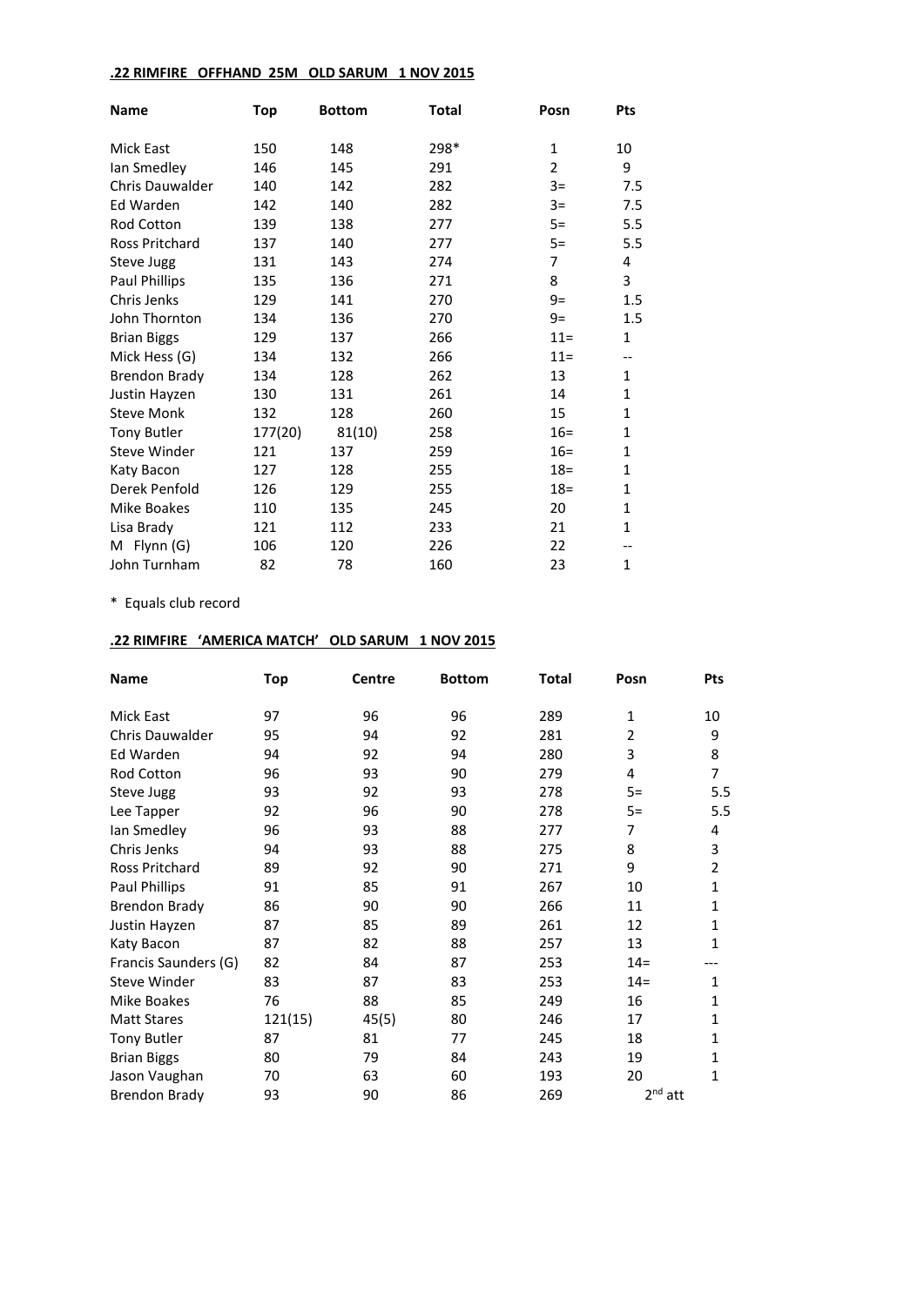**.22 RIMFIRE OFFHAND 25M OLD SARUM 1 NOV 2015**

| Name | Top | Bottom | Total | Posn | Pts |
|---|---|---|---|---|---|
| Mick East | 150 | 148 | 298* | 1 | 10 |
| Ian Smedley | 146 | 145 | 291 | 2 | 9 |
| Chris Dauwalder | 140 | 142 | 282 | 3= | 7.5 |
| Ed Warden | 142 | 140 | 282 | 3= | 7.5 |
| Rod Cotton | 139 | 138 | 277 | 5= | 5.5 |
| Ross Pritchard | 137 | 140 | 277 | 5= | 5.5 |
| Steve Jugg | 131 | 143 | 274 | 7 | 4 |
| Paul Phillips | 135 | 136 | 271 | 8 | 3 |
| Chris Jenks | 129 | 141 | 270 | 9= | 1.5 |
| John Thornton | 134 | 136 | 270 | 9= | 1.5 |
| Brian Biggs | 129 | 137 | 266 | 11= | 1 |
| Mick Hess (G) | 134 | 132 | 266 | 11= | -- |
| Brendon Brady | 134 | 128 | 262 | 13 | 1 |
| Justin Hayzen | 130 | 131 | 261 | 14 | 1 |
| Steve Monk | 132 | 128 | 260 | 15 | 1 |
| Tony Butler | 177(20) | 81(10) | 258 | 16= | 1 |
| Steve Winder | 121 | 137 | 259 | 16= | 1 |
| Katy Bacon | 127 | 128 | 255 | 18= | 1 |
| Derek Penfold | 126 | 129 | 255 | 18= | 1 |
| Mike Boakes | 110 | 135 | 245 | 20 | 1 |
| Lisa Brady | 121 | 112 | 233 | 21 | 1 |
| M Flynn (G) | 106 | 120 | 226 | 22 | -- |
| John Turnham | 82 | 78 | 160 | 23 | 1 |

* Equals club record

**.22 RIMFIRE 'AMERICA MATCH' OLD SARUM 1 NOV 2015**

| Name | Top | Centre | Bottom | Total | Posn | Pts |
|---|---|---|---|---|---|---|
| Mick East | 97 | 96 | 96 | 289 | 1 | 10 |
| Chris Dauwalder | 95 | 94 | 92 | 281 | 2 | 9 |
| Ed Warden | 94 | 92 | 94 | 280 | 3 | 8 |
| Rod Cotton | 96 | 93 | 90 | 279 | 4 | 7 |
| Steve Jugg | 93 | 92 | 93 | 278 | 5= | 5.5 |
| Lee Tapper | 92 | 96 | 90 | 278 | 5= | 5.5 |
| Ian Smedley | 96 | 93 | 88 | 277 | 7 | 4 |
| Chris Jenks | 94 | 93 | 88 | 275 | 8 | 3 |
| Ross Pritchard | 89 | 92 | 90 | 271 | 9 | 2 |
| Paul Phillips | 91 | 85 | 91 | 267 | 10 | 1 |
| Brendon Brady | 86 | 90 | 90 | 266 | 11 | 1 |
| Justin Hayzen | 87 | 85 | 89 | 261 | 12 | 1 |
| Katy Bacon | 87 | 82 | 88 | 257 | 13 | 1 |
| Francis Saunders (G) | 82 | 84 | 87 | 253 | 14= | --- |
| Steve Winder | 83 | 87 | 83 | 253 | 14= | 1 |
| Mike Boakes | 76 | 88 | 85 | 249 | 16 | 1 |
| Matt Stares | 121(15) | 45(5) | 80 | 246 | 17 | 1 |
| Tony Butler | 87 | 81 | 77 | 245 | 18 | 1 |
| Brian Biggs | 80 | 79 | 84 | 243 | 19 | 1 |
| Jason Vaughan | 70 | 63 | 60 | 193 | 20 | 1 |
| Brendon Brady | 93 | 90 | 86 | 269 | 2nd att | |